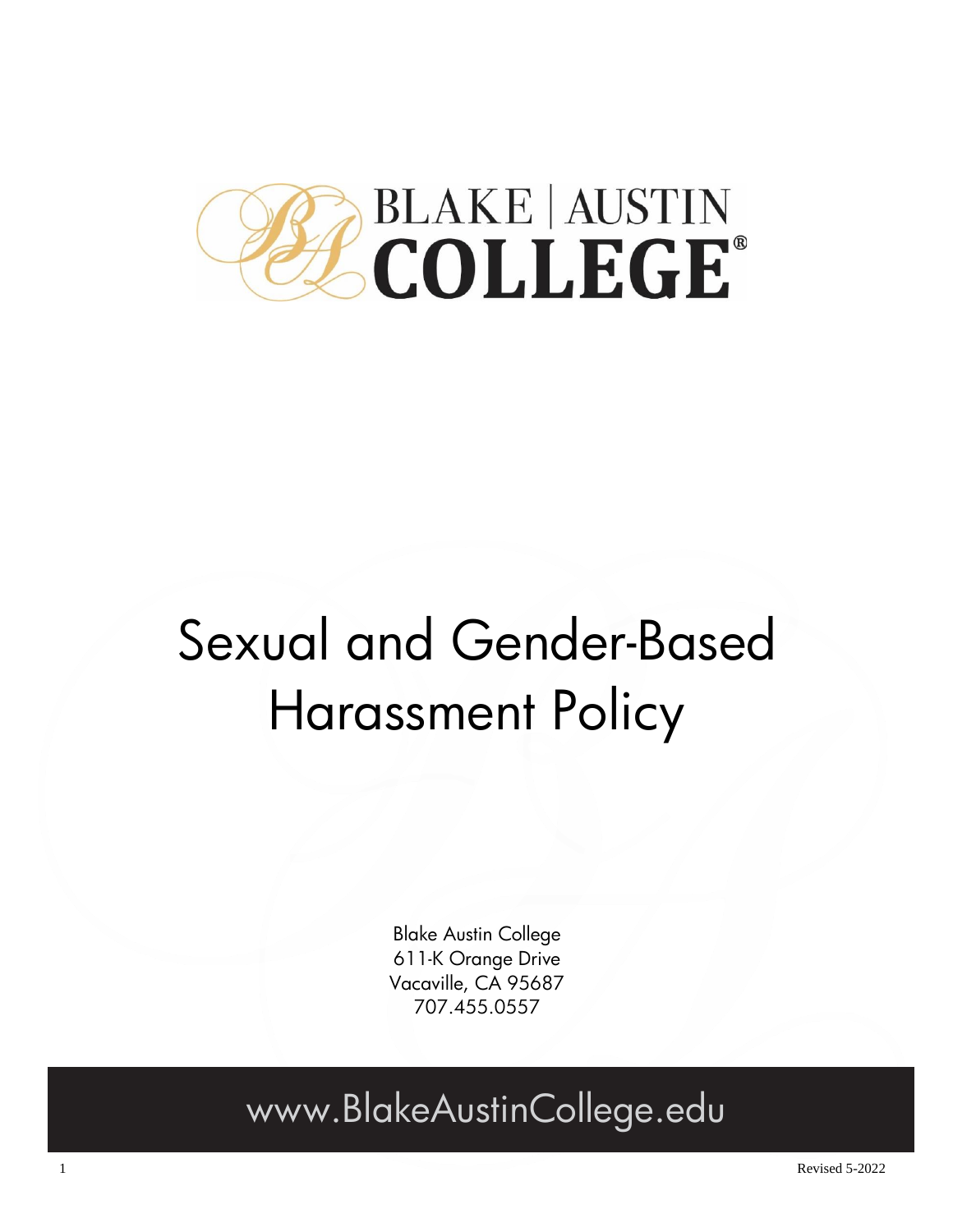BLAKE | AUSTIN
COLLEGE®

# Sexual and Gender-Based Harassment Policy

Blake Austin College
611-K Orange Drive
Vacaville, CA 95687
707.455.0557

www.BlakeAustinCollege.edu

Revised 5-2022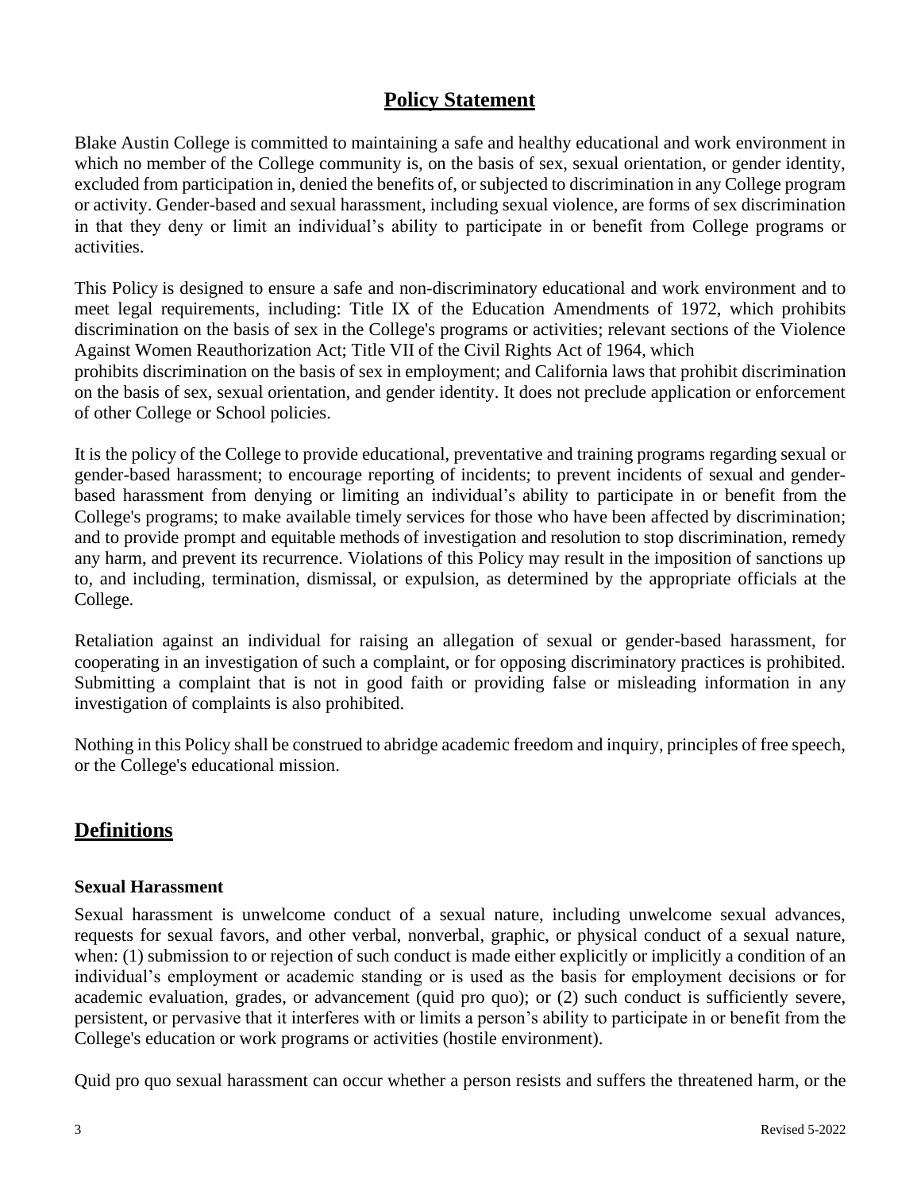## Policy Statement

Blake Austin College is committed to maintaining a safe and healthy educational and work environment in which no member of the College community is, on the basis of sex, sexual orientation, or gender identity, excluded from participation in, denied the benefits of, or subjected to discrimination in any College program or activity. Gender-based and sexual harassment, including sexual violence, are forms of sex discrimination in that they deny or limit an individual's ability to participate in or benefit from College programs or activities.

This Policy is designed to ensure a safe and non-discriminatory educational and work environment and to meet legal requirements, including: Title IX of the Education Amendments of 1972, which prohibits discrimination on the basis of sex in the College's programs or activities; relevant sections of the Violence Against Women Reauthorization Act; Title VII of the Civil Rights Act of 1964, which prohibits discrimination on the basis of sex in employment; and California laws that prohibit discrimination on the basis of sex, sexual orientation, and gender identity. It does not preclude application or enforcement of other College or School policies.

It is the policy of the College to provide educational, preventative and training programs regarding sexual or gender-based harassment; to encourage reporting of incidents; to prevent incidents of sexual and gender-based harassment from denying or limiting an individual's ability to participate in or benefit from the College's programs; to make available timely services for those who have been affected by discrimination; and to provide prompt and equitable methods of investigation and resolution to stop discrimination, remedy any harm, and prevent its recurrence. Violations of this Policy may result in the imposition of sanctions up to, and including, termination, dismissal, or expulsion, as determined by the appropriate officials at the College.

Retaliation against an individual for raising an allegation of sexual or gender-based harassment, for cooperating in an investigation of such a complaint, or for opposing discriminatory practices is prohibited. Submitting a complaint that is not in good faith or providing false or misleading information in any investigation of complaints is also prohibited.

Nothing in this Policy shall be construed to abridge academic freedom and inquiry, principles of free speech, or the College's educational mission.

## Definitions

### Sexual Harassment

Sexual harassment is unwelcome conduct of a sexual nature, including unwelcome sexual advances, requests for sexual favors, and other verbal, nonverbal, graphic, or physical conduct of a sexual nature, when: (1) submission to or rejection of such conduct is made either explicitly or implicitly a condition of an individual's employment or academic standing or is used as the basis for employment decisions or for academic evaluation, grades, or advancement (quid pro quo); or (2) such conduct is sufficiently severe, persistent, or pervasive that it interferes with or limits a person's ability to participate in or benefit from the College's education or work programs or activities (hostile environment).

Quid pro quo sexual harassment can occur whether a person resists and suffers the threatened harm, or the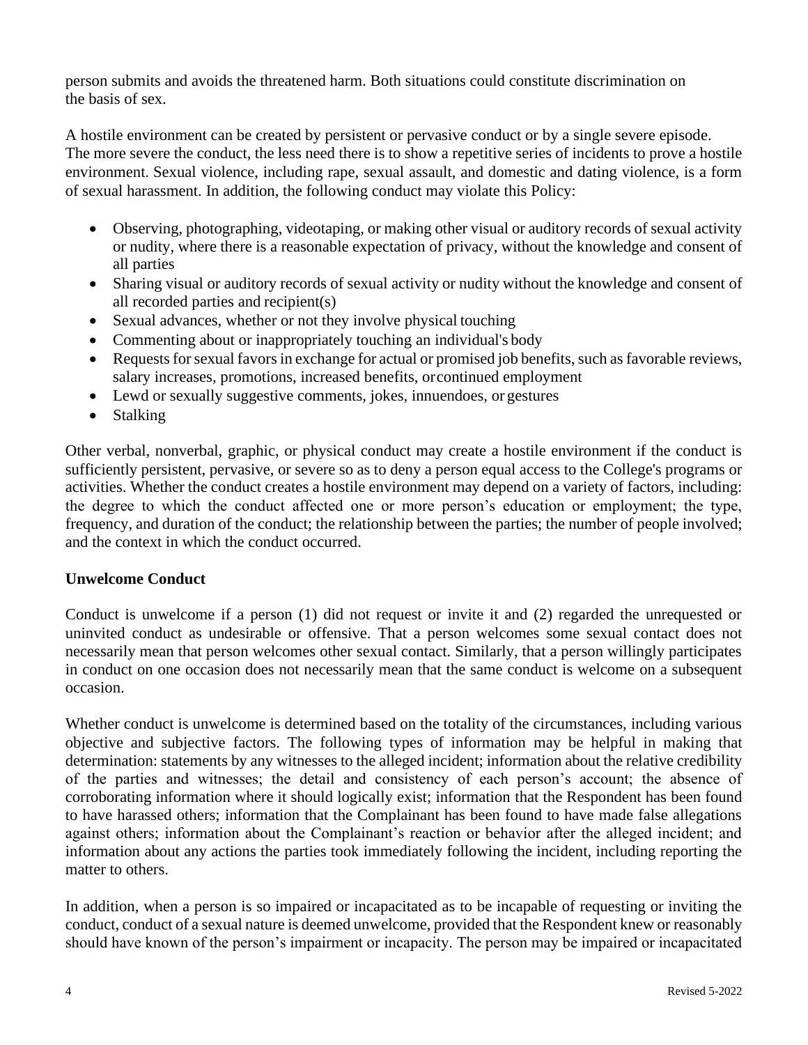person submits and avoids the threatened harm. Both situations could constitute discrimination on the basis of sex.

A hostile environment can be created by persistent or pervasive conduct or by a single severe episode. The more severe the conduct, the less need there is to show a repetitive series of incidents to prove a hostile environment. Sexual violence, including rape, sexual assault, and domestic and dating violence, is a form of sexual harassment. In addition, the following conduct may violate this Policy:

- Observing, photographing, videotaping, or making other visual or auditory records of sexual activity or nudity, where there is a reasonable expectation of privacy, without the knowledge and consent of all parties
- Sharing visual or auditory records of sexual activity or nudity without the knowledge and consent of all recorded parties and recipient(s)
- Sexual advances, whether or not they involve physical touching
- Commenting about or inappropriately touching an individual's body
- Requests for sexual favors in exchange for actual or promised job benefits, such as favorable reviews, salary increases, promotions, increased benefits, or continued employment
- Lewd or sexually suggestive comments, jokes, innuendoes, or gestures
- Stalking

Other verbal, nonverbal, graphic, or physical conduct may create a hostile environment if the conduct is sufficiently persistent, pervasive, or severe so as to deny a person equal access to the College's programs or activities. Whether the conduct creates a hostile environment may depend on a variety of factors, including: the degree to which the conduct affected one or more person's education or employment; the type, frequency, and duration of the conduct; the relationship between the parties; the number of people involved; and the context in which the conduct occurred.

**Unwelcome Conduct**

Conduct is unwelcome if a person (1) did not request or invite it and (2) regarded the unrequested or uninvited conduct as undesirable or offensive. That a person welcomes some sexual contact does not necessarily mean that person welcomes other sexual contact. Similarly, that a person willingly participates in conduct on one occasion does not necessarily mean that the same conduct is welcome on a subsequent occasion.

Whether conduct is unwelcome is determined based on the totality of the circumstances, including various objective and subjective factors. The following types of information may be helpful in making that determination: statements by any witnesses to the alleged incident; information about the relative credibility of the parties and witnesses; the detail and consistency of each person's account; the absence of corroborating information where it should logically exist; information that the Respondent has been found to have harassed others; information that the Complainant has been found to have made false allegations against others; information about the Complainant's reaction or behavior after the alleged incident; and information about any actions the parties took immediately following the incident, including reporting the matter to others.

In addition, when a person is so impaired or incapacitated as to be incapable of requesting or inviting the conduct, conduct of a sexual nature is deemed unwelcome, provided that the Respondent knew or reasonably should have known of the person's impairment or incapacity. The person may be impaired or incapacitated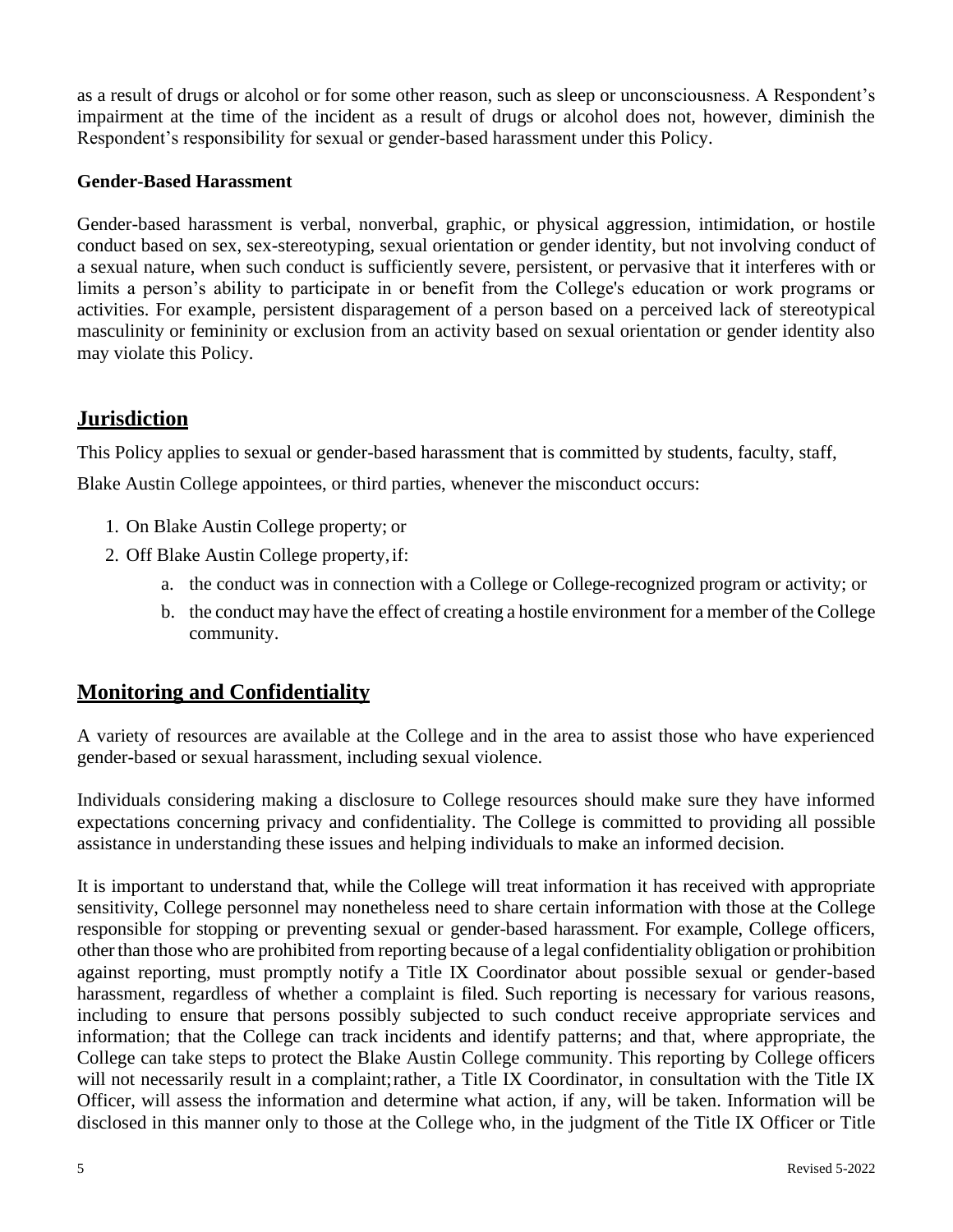as a result of drugs or alcohol or for some other reason, such as sleep or unconsciousness. A Respondent's impairment at the time of the incident as a result of drugs or alcohol does not, however, diminish the Respondent's responsibility for sexual or gender-based harassment under this Policy.

**Gender-Based Harassment**

Gender-based harassment is verbal, nonverbal, graphic, or physical aggression, intimidation, or hostile conduct based on sex, sex-stereotyping, sexual orientation or gender identity, but not involving conduct of a sexual nature, when such conduct is sufficiently severe, persistent, or pervasive that it interferes with or limits a person's ability to participate in or benefit from the College's education or work programs or activities. For example, persistent disparagement of a person based on a perceived lack of stereotypical masculinity or femininity or exclusion from an activity based on sexual orientation or gender identity also may violate this Policy.

## Jurisdiction

This Policy applies to sexual or gender-based harassment that is committed by students, faculty, staff, Blake Austin College appointees, or third parties, whenever the misconduct occurs:

1. On Blake Austin College property; or
2. Off Blake Austin College property, if:
    a. the conduct was in connection with a College or College-recognized program or activity; or
    b. the conduct may have the effect of creating a hostile environment for a member of the College community.

## Monitoring and Confidentiality

A variety of resources are available at the College and in the area to assist those who have experienced gender-based or sexual harassment, including sexual violence.

Individuals considering making a disclosure to College resources should make sure they have informed expectations concerning privacy and confidentiality. The College is committed to providing all possible assistance in understanding these issues and helping individuals to make an informed decision.

It is important to understand that, while the College will treat information it has received with appropriate sensitivity, College personnel may nonetheless need to share certain information with those at the College responsible for stopping or preventing sexual or gender-based harassment. For example, College officers, other than those who are prohibited from reporting because of a legal confidentiality obligation or prohibition against reporting, must promptly notify a Title IX Coordinator about possible sexual or gender-based harassment, regardless of whether a complaint is filed. Such reporting is necessary for various reasons, including to ensure that persons possibly subjected to such conduct receive appropriate services and information; that the College can track incidents and identify patterns; and that, where appropriate, the College can take steps to protect the Blake Austin College community. This reporting by College officers will not necessarily result in a complaint; rather, a Title IX Coordinator, in consultation with the Title IX Officer, will assess the information and determine what action, if any, will be taken. Information will be disclosed in this manner only to those at the College who, in the judgment of the Title IX Officer or Title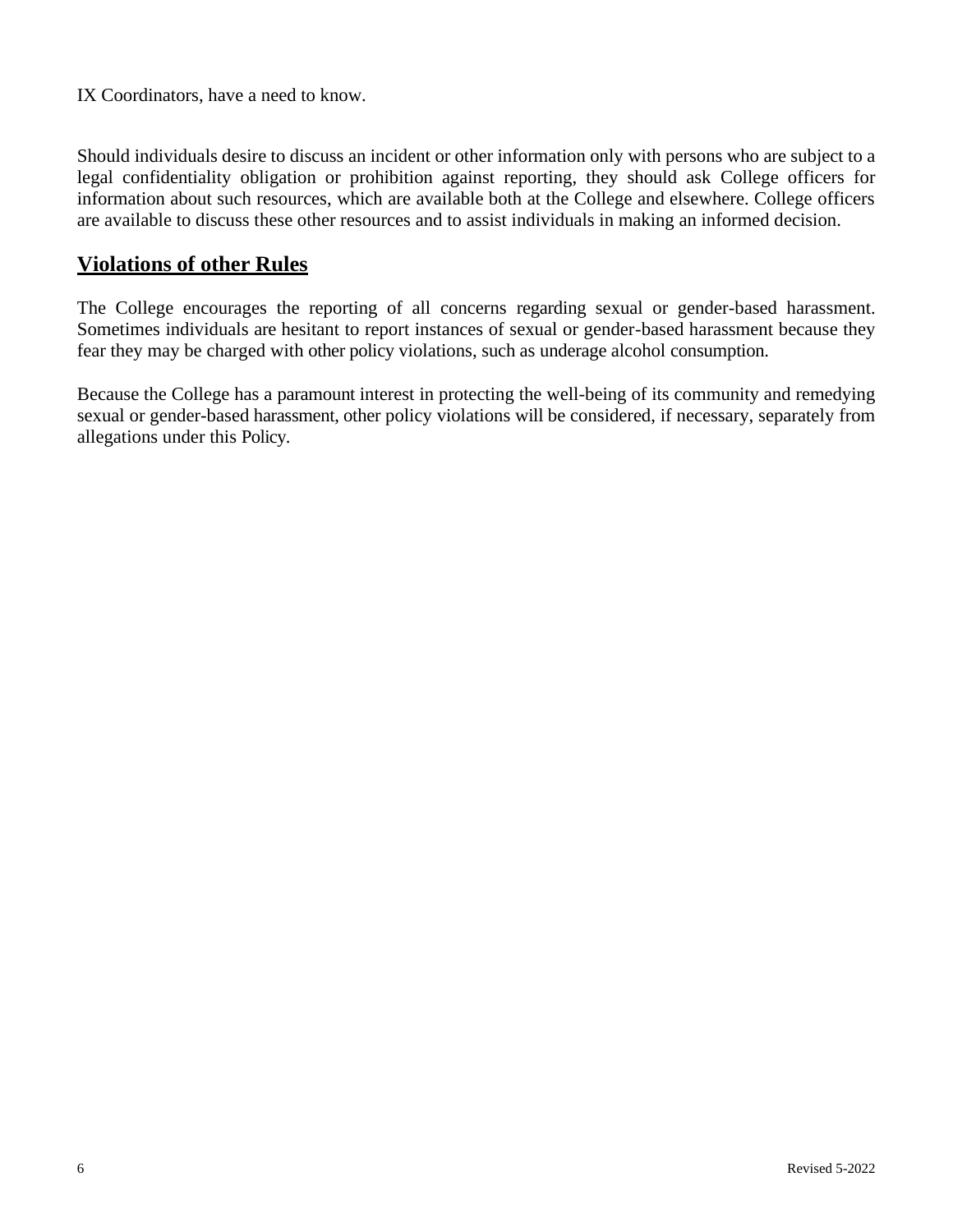IX Coordinators, have a need to know.

Should individuals desire to discuss an incident or other information only with persons who are subject to a legal confidentiality obligation or prohibition against reporting, they should ask College officers for information about such resources, which are available both at the College and elsewhere. College officers are available to discuss these other resources and to assist individuals in making an informed decision.

## **Violations of other Rules**

The College encourages the reporting of all concerns regarding sexual or gender-based harassment. Sometimes individuals are hesitant to report instances of sexual or gender-based harassment because they fear they may be charged with other policy violations, such as underage alcohol consumption.

Because the College has a paramount interest in protecting the well-being of its community and remedying sexual or gender-based harassment, other policy violations will be considered, if necessary, separately from allegations under this Policy.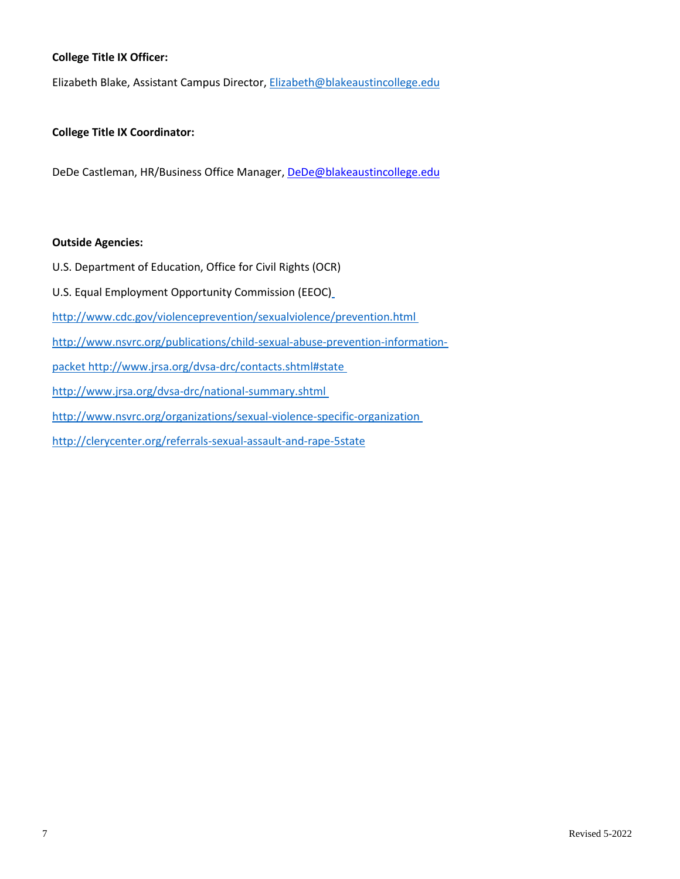**College Title IX Officer:**

Elizabeth Blake, Assistant Campus Director, Elizabeth@blakeaustincollege.edu

**College Title IX Coordinator:**

DeDe Castleman, HR/Business Office Manager, DeDe@blakeaustincollege.edu

**Outside Agencies:**

U.S. Department of Education, Office for Civil Rights (OCR)

U.S. Equal Employment Opportunity Commission (EEOC)

http://www.cdc.gov/violenceprevention/sexualviolence/prevention.html

http://www.nsvrc.org/publications/child-sexual-abuse-prevention-information-packet http://www.jrsa.org/dvsa-drc/contacts.shtml#state

http://www.jrsa.org/dvsa-drc/national-summary.shtml

http://www.nsvrc.org/organizations/sexual-violence-specific-organization

http://clerycenter.org/referrals-sexual-assault-and-rape-5state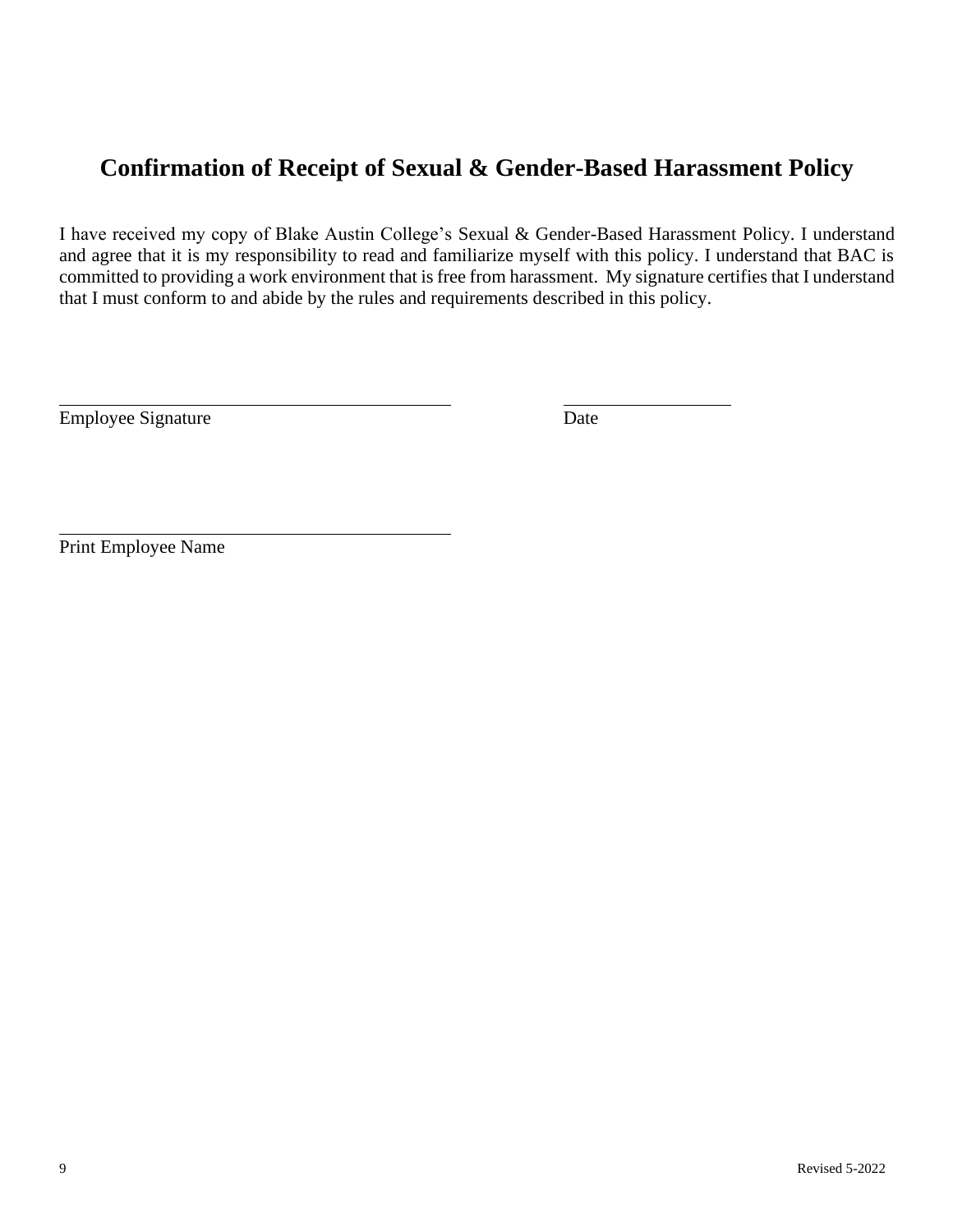# Confirmation of Receipt of Sexual & Gender-Based Harassment Policy

I have received my copy of Blake Austin College's Sexual & Gender-Based Harassment Policy. I understand and agree that it is my responsibility to read and familiarize myself with this policy. I understand that BAC is committed to providing a work environment that is free from harassment. My signature certifies that I understand that I must conform to and abide by the rules and requirements described in this policy.

\_\_\_\_\_\_\_\_\_\_\_\_\_\_\_\_\_\_\_\_\_\_\_\_\_\_\_\_\_\_\_\_\_\_\_\_\_\_\_\_
Employee Signature

\_\_\_\_\_\_\_\_\_\_\_\_\_\_\_\_\_\_
Date

\_\_\_\_\_\_\_\_\_\_\_\_\_\_\_\_\_\_\_\_\_\_\_\_\_\_\_\_\_\_\_\_\_\_\_\_\_\_\_\_
Print Employee Name

Revised 5-2022